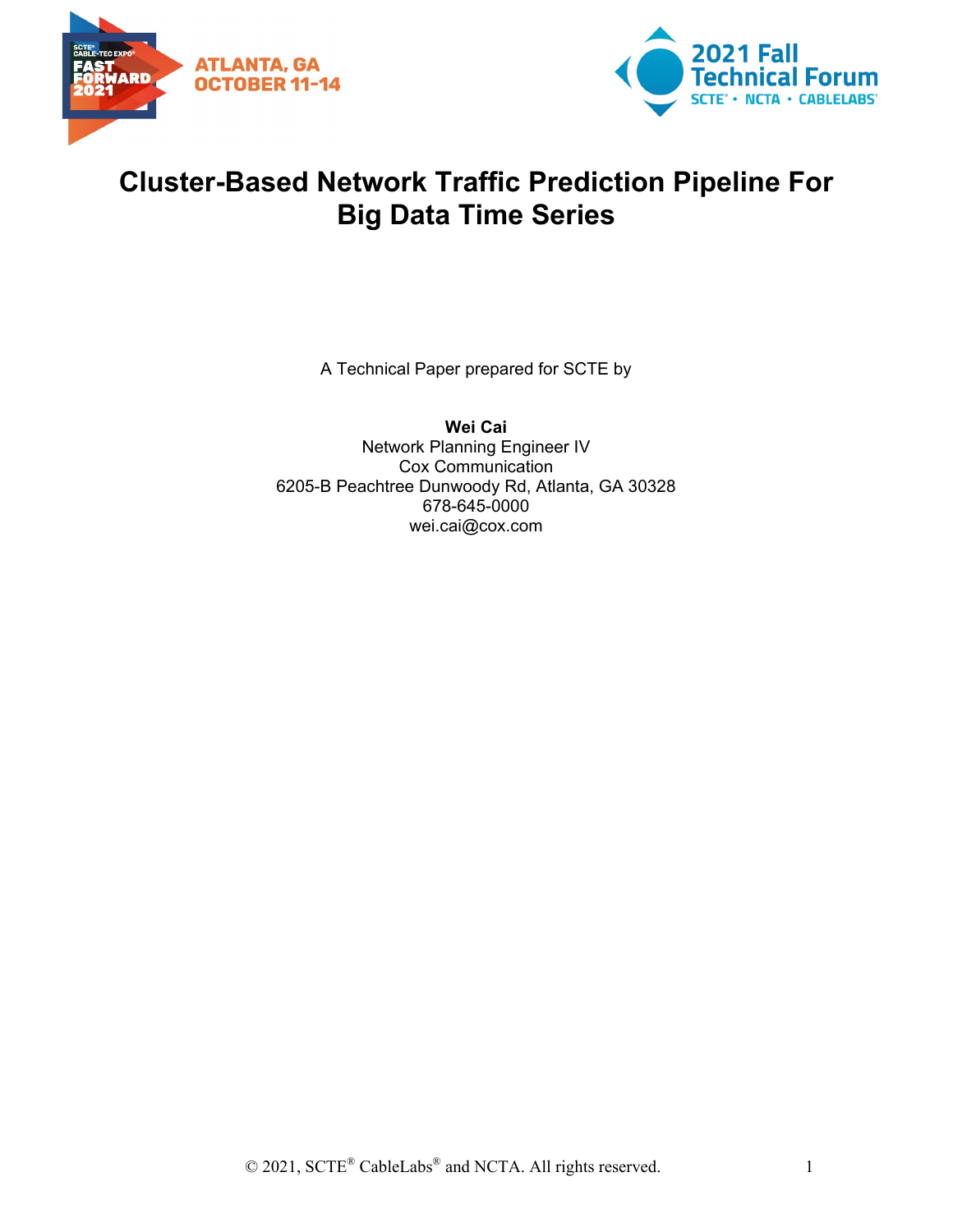# Cluster-Based Network Traffic Prediction Pipeline For Big Data Time Series

A Technical Paper prepared for SCTE by

**Wei Cai**
Network Planning Engineer IV
Cox Communication
6205-B Peachtree Dunwoody Rd, Atlanta, GA 30328
678-645-0000
wei.cai@cox.com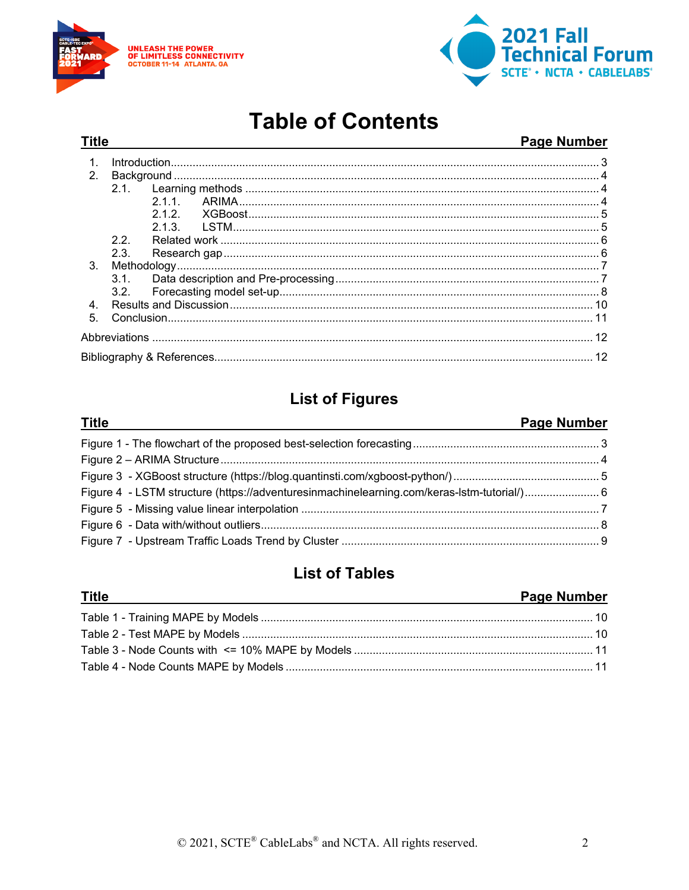# Table of Contents

| Title | Page Number |
| --- | --- |
| 1. Introduction | 3 |
| 2. Background | 4 |
| 2.1. Learning methods | 4 |
| 2.1.1. ARIMA | 4 |
| 2.1.2. XGBoost | 5 |
| 2.1.3. LSTM | 5 |
| 2.2. Related work | 6 |
| 2.3. Research gap | 6 |
| 3. Methodology | 7 |
| 3.1. Data description and Pre-processing | 7 |
| 3.2. Forecasting model set-up | 8 |
| 4. Results and Discussion | 10 |
| 5. Conclusion | 11 |
| Abbreviations | 12 |
| Bibliography & References | 12 |

## List of Figures

| Title | Page Number |
| --- | --- |
| Figure 1 - The flowchart of the proposed best-selection forecasting | 3 |
| Figure 2 – ARIMA Structure | 4 |
| Figure 3 - XGBoost structure (https://blog.quantinsti.com/xgboost-python/) | 5 |
| Figure 4 - LSTM structure (https://adventuresinmachinelearning.com/keras-lstm-tutorial/) | 6 |
| Figure 5 - Missing value linear interpolation | 7 |
| Figure 6 - Data with/without outliers | 8 |
| Figure 7 - Upstream Traffic Loads Trend by Cluster | 9 |

## List of Tables

| Title | Page Number |
| --- | --- |
| Table 1 - Training MAPE by Models | 10 |
| Table 2 - Test MAPE by Models | 10 |
| Table 3 - Node Counts with <= 10% MAPE by Models | 11 |
| Table 4 - Node Counts MAPE by Models | 11 |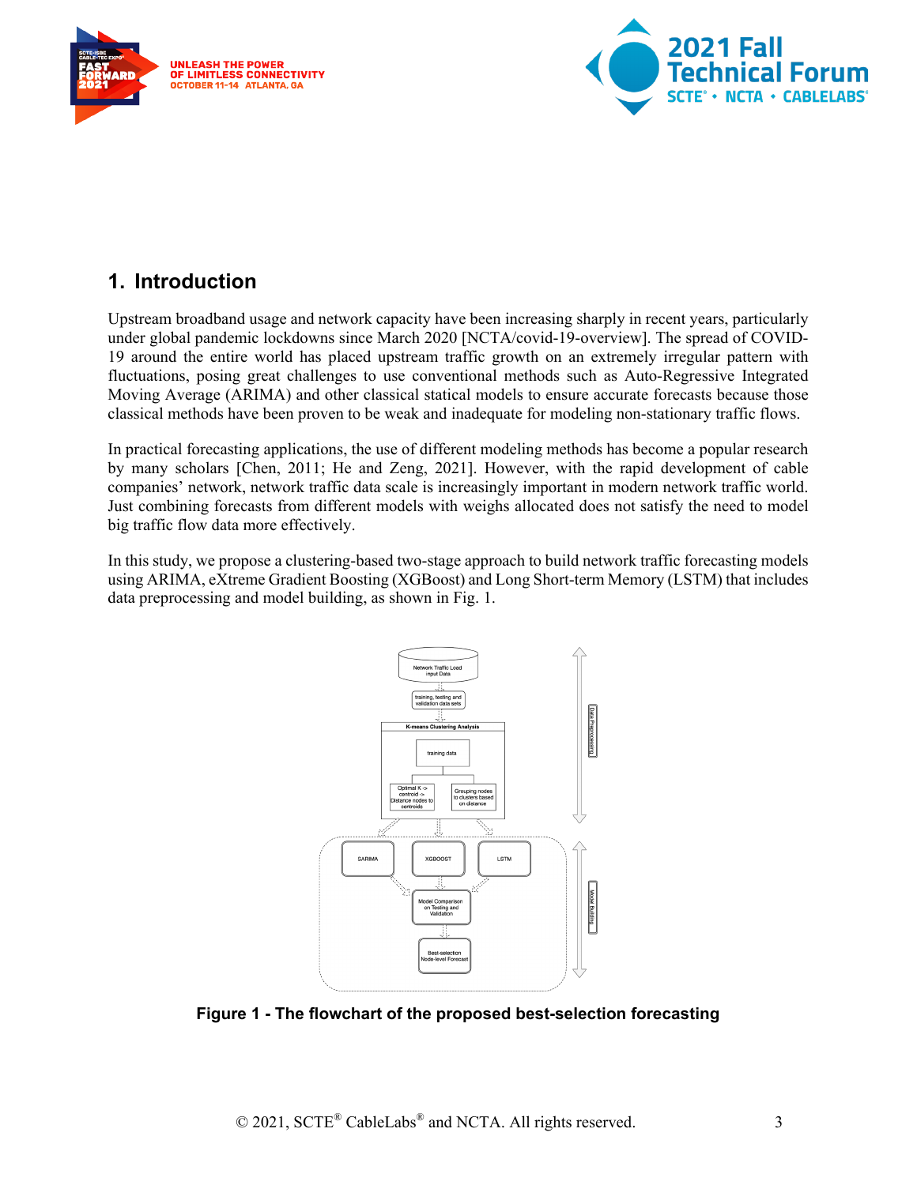## 1. Introduction

Upstream broadband usage and network capacity have been increasing sharply in recent years, particularly under global pandemic lockdowns since March 2020 [NCTA/covid-19-overview]. The spread of COVID-19 around the entire world has placed upstream traffic growth on an extremely irregular pattern with fluctuations, posing great challenges to use conventional methods such as Auto-Regressive Integrated Moving Average (ARIMA) and other classical statical models to ensure accurate forecasts because those classical methods have been proven to be weak and inadequate for modeling non-stationary traffic flows.

In practical forecasting applications, the use of different modeling methods has become a popular research by many scholars [Chen, 2011; He and Zeng, 2021]. However, with the rapid development of cable companies' network, network traffic data scale is increasingly important in modern network traffic world. Just combining forecasts from different models with weighs allocated does not satisfy the need to model big traffic flow data more effectively.

In this study, we propose a clustering-based two-stage approach to build network traffic forecasting models using ARIMA, eXtreme Gradient Boosting (XGBoost) and Long Short-term Memory (LSTM) that includes data preprocessing and model building, as shown in Fig. 1.

**Figure 1 - The flowchart of the proposed best-selection forecasting**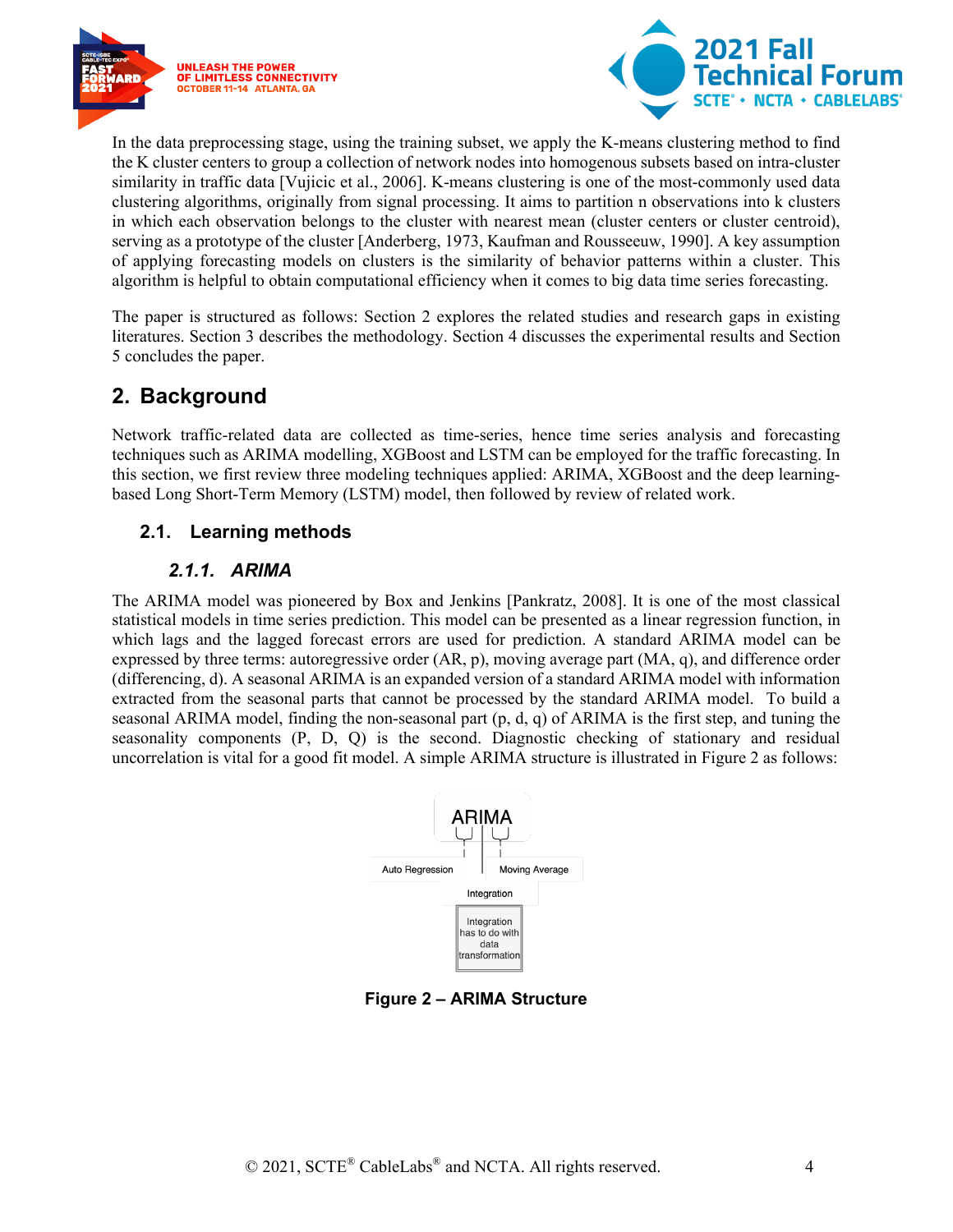In the data preprocessing stage, using the training subset, we apply the K-means clustering method to find the K cluster centers to group a collection of network nodes into homogenous subsets based on intra-cluster similarity in traffic data [Vujicic et al., 2006]. K-means clustering is one of the most-commonly used data clustering algorithms, originally from signal processing. It aims to partition n observations into k clusters in which each observation belongs to the cluster with nearest mean (cluster centers or cluster centroid), serving as a prototype of the cluster [Anderberg, 1973, Kaufman and Rousseeuw, 1990]. A key assumption of applying forecasting models on clusters is the similarity of behavior patterns within a cluster. This algorithm is helpful to obtain computational efficiency when it comes to big data time series forecasting.

The paper is structured as follows: Section 2 explores the related studies and research gaps in existing literatures. Section 3 describes the methodology. Section 4 discusses the experimental results and Section 5 concludes the paper.

## 2. Background

Network traffic-related data are collected as time-series, hence time series analysis and forecasting techniques such as ARIMA modelling, XGBoost and LSTM can be employed for the traffic forecasting. In this section, we first review three modeling techniques applied: ARIMA, XGBoost and the deep learning-based Long Short-Term Memory (LSTM) model, then followed by review of related work.

### 2.1. Learning methods

#### *2.1.1. ARIMA*

The ARIMA model was pioneered by Box and Jenkins [Pankratz, 2008]. It is one of the most classical statistical models in time series prediction. This model can be presented as a linear regression function, in which lags and the lagged forecast errors are used for prediction. A standard ARIMA model can be expressed by three terms: autoregressive order (AR, p), moving average part (MA, q), and difference order (differencing, d). A seasonal ARIMA is an expanded version of a standard ARIMA model with information extracted from the seasonal parts that cannot be processed by the standard ARIMA model. To build a seasonal ARIMA model, finding the non-seasonal part (p, d, q) of ARIMA is the first step, and tuning the seasonality components (P, D, Q) is the second. Diagnostic checking of stationary and residual uncorrelation is vital for a good fit model. A simple ARIMA structure is illustrated in Figure 2 as follows:

ARIMA

Auto Regression | Moving Average

Integration

Integration has to do with data transformation

**Figure 2 – ARIMA Structure**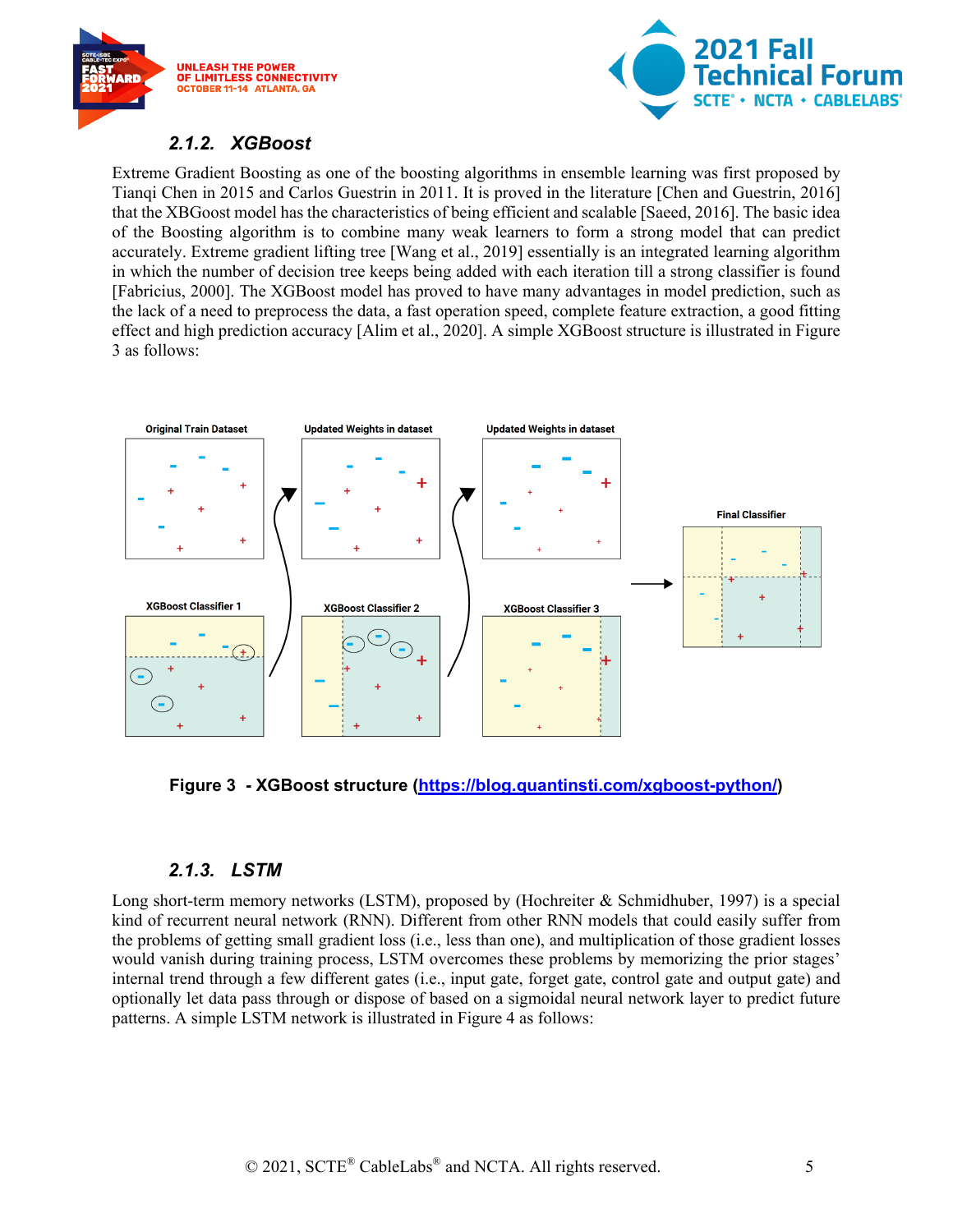### 2.1.2. XGBoost

Extreme Gradient Boosting as one of the boosting algorithms in ensemble learning was first proposed by Tianqi Chen in 2015 and Carlos Guestrin in 2011. It is proved in the literature [Chen and Guestrin, 2016] that the XBGoost model has the characteristics of being efficient and scalable [Saeed, 2016]. The basic idea of the Boosting algorithm is to combine many weak learners to form a strong model that can predict accurately. Extreme gradient lifting tree [Wang et al., 2019] essentially is an integrated learning algorithm in which the number of decision tree keeps being added with each iteration till a strong classifier is found [Fabricius, 2000]. The XGBoost model has proved to have many advantages in model prediction, such as the lack of a need to preprocess the data, a fast operation speed, complete feature extraction, a good fitting effect and high prediction accuracy [Alim et al., 2020]. A simple XGBoost structure is illustrated in Figure 3 as follows:

**Figure 3 - XGBoost structure (https://blog.quantinsti.com/xgboost-python/)**

### 2.1.3. LSTM

Long short-term memory networks (LSTM), proposed by (Hochreiter & Schmidhuber, 1997) is a special kind of recurrent neural network (RNN). Different from other RNN models that could easily suffer from the problems of getting small gradient loss (i.e., less than one), and multiplication of those gradient losses would vanish during training process, LSTM overcomes these problems by memorizing the prior stages' internal trend through a few different gates (i.e., input gate, forget gate, control gate and output gate) and optionally let data pass through or dispose of based on a sigmoidal neural network layer to predict future patterns. A simple LSTM network is illustrated in Figure 4 as follows: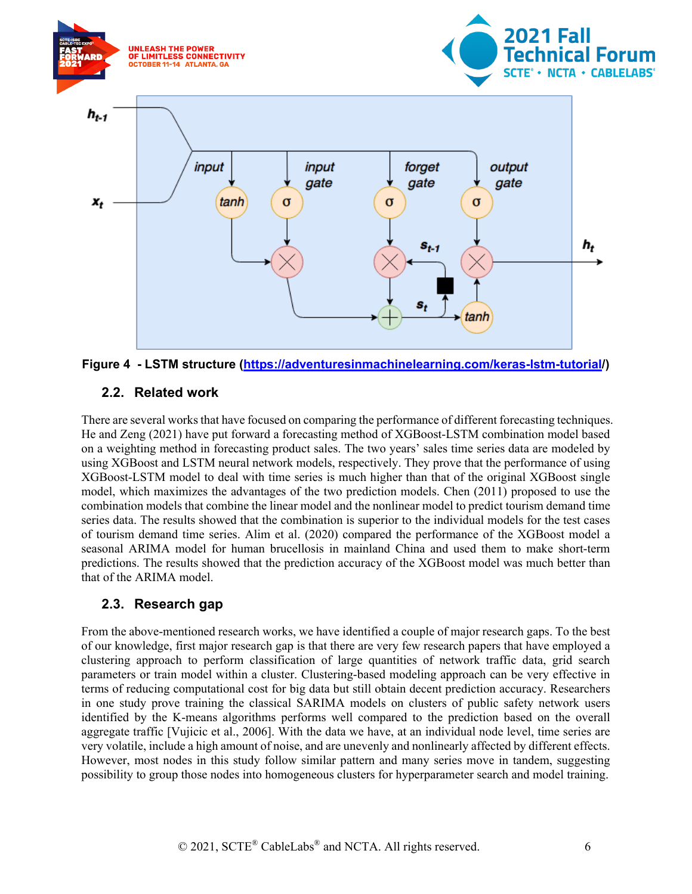**Figure 4 - LSTM structure (https://adventuresinmachinelearning.com/keras-lstm-tutorial/)**

### 2.2. Related work

There are several works that have focused on comparing the performance of different forecasting techniques. He and Zeng (2021) have put forward a forecasting method of XGBoost-LSTM combination model based on a weighting method in forecasting product sales. The two years' sales time series data are modeled by using XGBoost and LSTM neural network models, respectively. They prove that the performance of using XGBoost-LSTM model to deal with time series is much higher than that of the original XGBoost single model, which maximizes the advantages of the two prediction models. Chen (2011) proposed to use the combination models that combine the linear model and the nonlinear model to predict tourism demand time series data. The results showed that the combination is superior to the individual models for the test cases of tourism demand time series. Alim et al. (2020) compared the performance of the XGBoost model a seasonal ARIMA model for human brucellosis in mainland China and used them to make short-term predictions. The results showed that the prediction accuracy of the XGBoost model was much better than that of the ARIMA model.

### 2.3. Research gap

From the above-mentioned research works, we have identified a couple of major research gaps. To the best of our knowledge, first major research gap is that there are very few research papers that have employed a clustering approach to perform classification of large quantities of network traffic data, grid search parameters or train model within a cluster. Clustering-based modeling approach can be very effective in terms of reducing computational cost for big data but still obtain decent prediction accuracy. Researchers in one study prove training the classical SARIMA models on clusters of public safety network users identified by the K-means algorithms performs well compared to the prediction based on the overall aggregate traffic [Vujicic et al., 2006]. With the data we have, at an individual node level, time series are very volatile, include a high amount of noise, and are unevenly and nonlinearly affected by different effects. However, most nodes in this study follow similar pattern and many series move in tandem, suggesting possibility to group those nodes into homogeneous clusters for hyperparameter search and model training.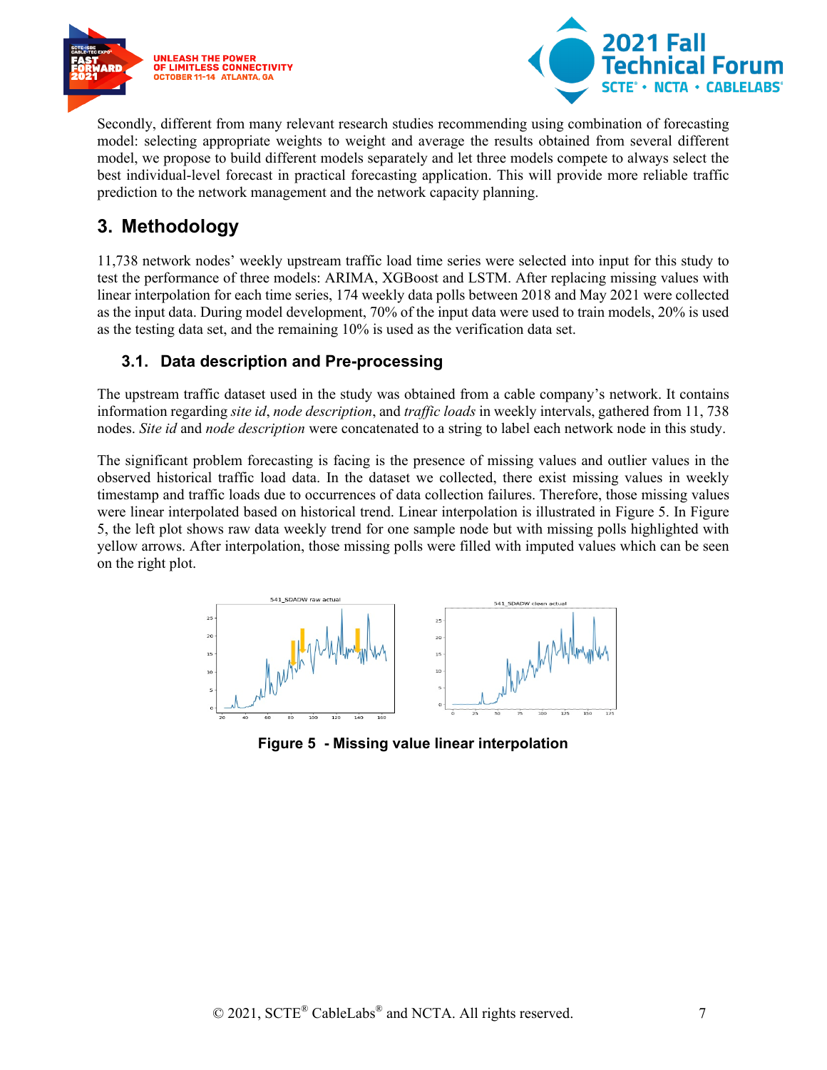Secondly, different from many relevant research studies recommending using combination of forecasting model: selecting appropriate weights to weight and average the results obtained from several different model, we propose to build different models separately and let three models compete to always select the best individual-level forecast in practical forecasting application. This will provide more reliable traffic prediction to the network management and the network capacity planning.

## 3. Methodology

11,738 network nodes' weekly upstream traffic load time series were selected into input for this study to test the performance of three models: ARIMA, XGBoost and LSTM. After replacing missing values with linear interpolation for each time series, 174 weekly data polls between 2018 and May 2021 were collected as the input data. During model development, 70% of the input data were used to train models, 20% is used as the testing data set, and the remaining 10% is used as the verification data set.

### 3.1. Data description and Pre-processing

The upstream traffic dataset used in the study was obtained from a cable company's network. It contains information regarding *site id*, *node description*, and *traffic loads* in weekly intervals, gathered from 11, 738 nodes. *Site id* and *node description* were concatenated to a string to label each network node in this study.

The significant problem forecasting is facing is the presence of missing values and outlier values in the observed historical traffic load data. In the dataset we collected, there exist missing values in weekly timestamp and traffic loads due to occurrences of data collection failures. Therefore, those missing values were linear interpolated based on historical trend. Linear interpolation is illustrated in Figure 5. In Figure 5, the left plot shows raw data weekly trend for one sample node but with missing polls highlighted with yellow arrows. After interpolation, those missing polls were filled with imputed values which can be seen on the right plot.

**Figure 5 - Missing value linear interpolation**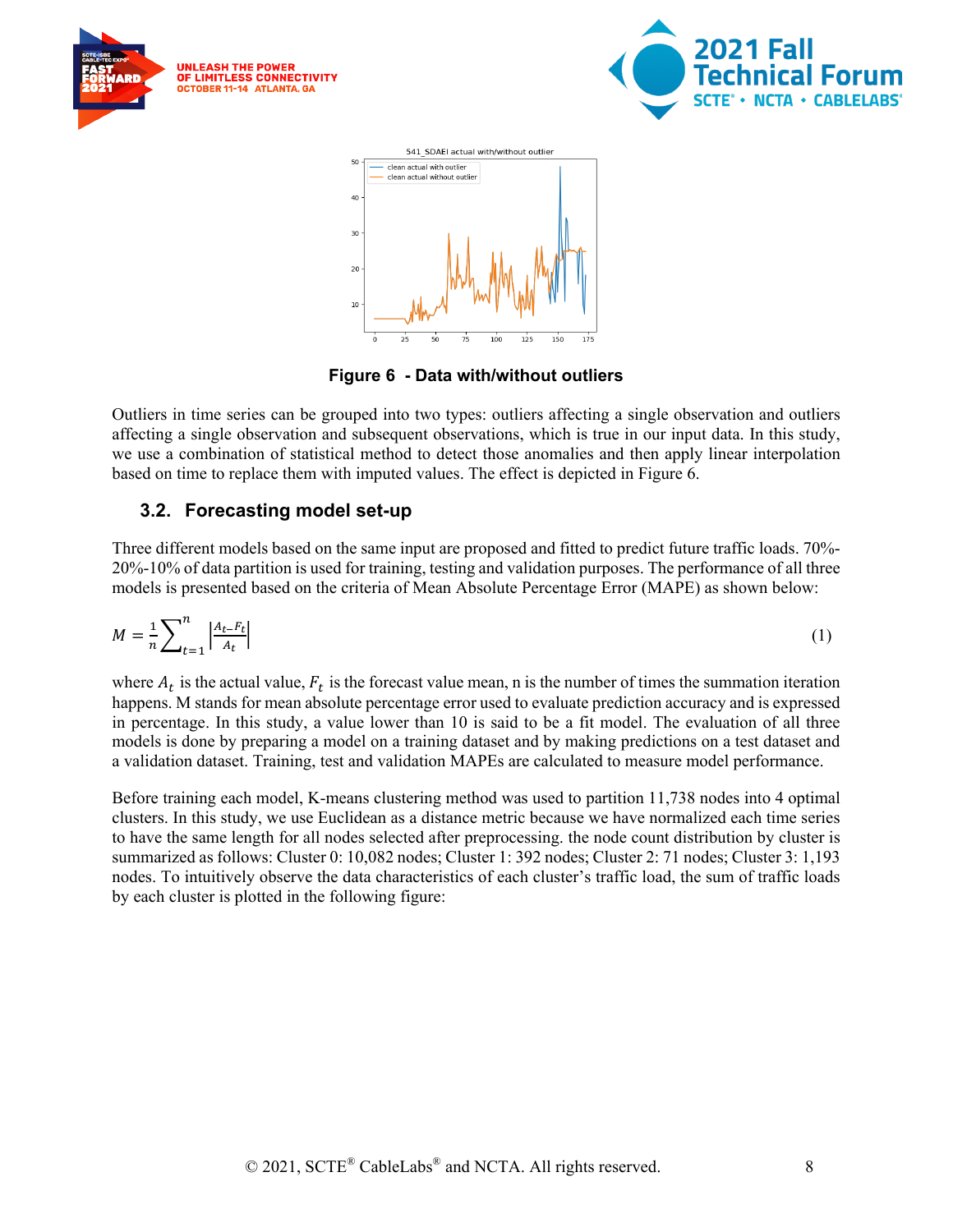Figure 6 - Data with/without outliers

Outliers in time series can be grouped into two types: outliers affecting a single observation and outliers affecting a single observation and subsequent observations, which is true in our input data. In this study, we use a combination of statistical method to detect those anomalies and then apply linear interpolation based on time to replace them with imputed values. The effect is depicted in Figure 6.

## 3.2. Forecasting model set-up

Three different models based on the same input are proposed and fitted to predict future traffic loads. 70%-20%-10% of data partition is used for training, testing and validation purposes. The performance of all three models is presented based on the criteria of Mean Absolute Percentage Error (MAPE) as shown below:

$$M = \frac{1}{n}\sum_{t=1}^{n}\left|\frac{A_t - F_t}{A_t}\right| \tag{1}$$

where $A_t$ is the actual value, $F_t$ is the forecast value mean, n is the number of times the summation iteration happens. M stands for mean absolute percentage error used to evaluate prediction accuracy and is expressed in percentage. In this study, a value lower than 10 is said to be a fit model. The evaluation of all three models is done by preparing a model on a training dataset and by making predictions on a test dataset and a validation dataset. Training, test and validation MAPEs are calculated to measure model performance.

Before training each model, K-means clustering method was used to partition 11,738 nodes into 4 optimal clusters. In this study, we use Euclidean as a distance metric because we have normalized each time series to have the same length for all nodes selected after preprocessing. the node count distribution by cluster is summarized as follows: Cluster 0: 10,082 nodes; Cluster 1: 392 nodes; Cluster 2: 71 nodes; Cluster 3: 1,193 nodes. To intuitively observe the data characteristics of each cluster's traffic load, the sum of traffic loads by each cluster is plotted in the following figure: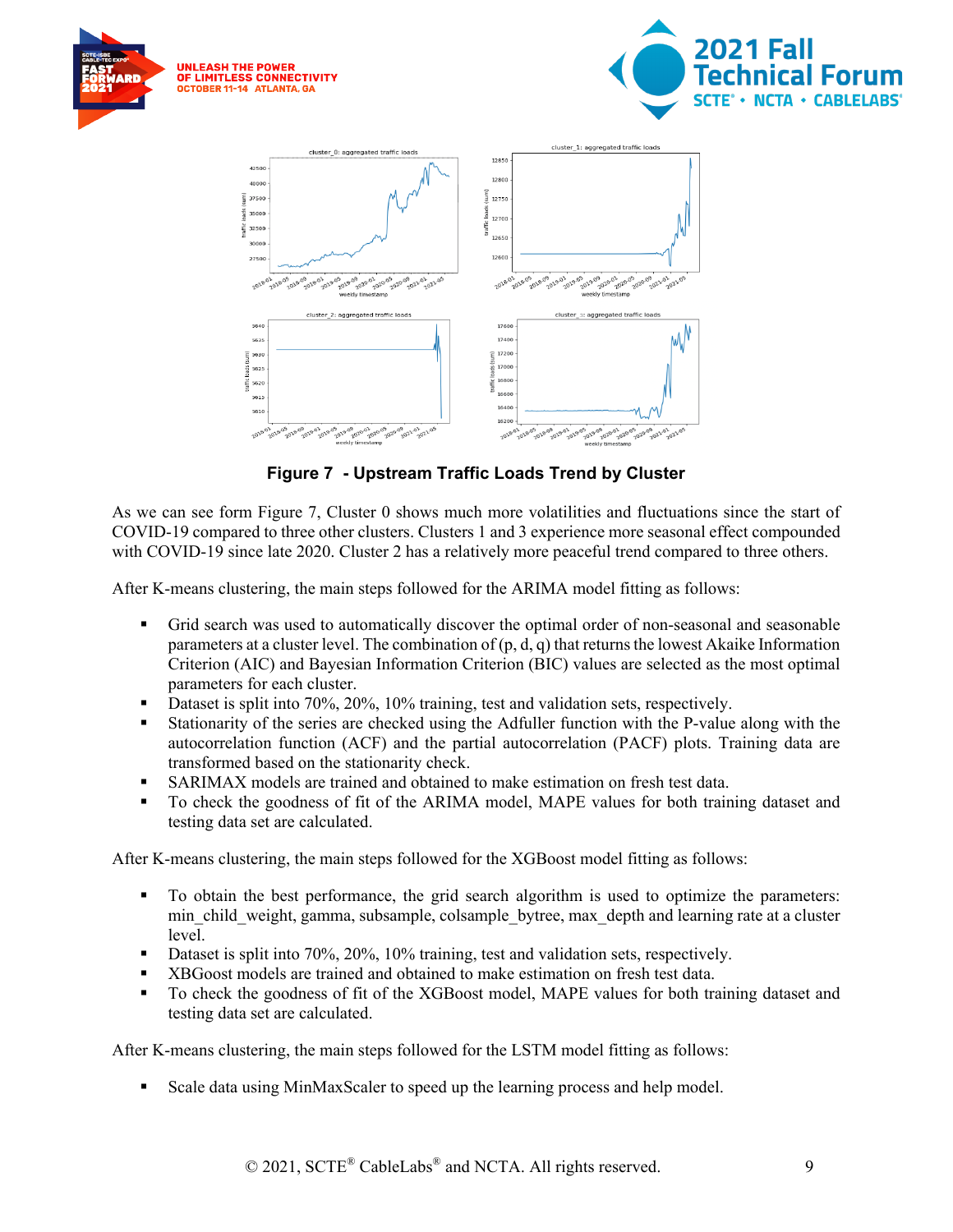**Figure 7 - Upstream Traffic Loads Trend by Cluster**

As we can see form Figure 7, Cluster 0 shows much more volatilities and fluctuations since the start of COVID-19 compared to three other clusters. Clusters 1 and 3 experience more seasonal effect compounded with COVID-19 since late 2020. Cluster 2 has a relatively more peaceful trend compared to three others.

After K-means clustering, the main steps followed for the ARIMA model fitting as follows:

- Grid search was used to automatically discover the optimal order of non-seasonal and seasonable parameters at a cluster level. The combination of (p, d, q) that returns the lowest Akaike Information Criterion (AIC) and Bayesian Information Criterion (BIC) values are selected as the most optimal parameters for each cluster.
- Dataset is split into 70%, 20%, 10% training, test and validation sets, respectively.
- Stationarity of the series are checked using the Adfuller function with the P-value along with the autocorrelation function (ACF) and the partial autocorrelation (PACF) plots. Training data are transformed based on the stationarity check.
- SARIMAX models are trained and obtained to make estimation on fresh test data.
- To check the goodness of fit of the ARIMA model, MAPE values for both training dataset and testing data set are calculated.

After K-means clustering, the main steps followed for the XGBoost model fitting as follows:

- To obtain the best performance, the grid search algorithm is used to optimize the parameters: min_child_weight, gamma, subsample, colsample_bytree, max_depth and learning rate at a cluster level.
- Dataset is split into 70%, 20%, 10% training, test and validation sets, respectively.
- XBGoost models are trained and obtained to make estimation on fresh test data.
- To check the goodness of fit of the XGBoost model, MAPE values for both training dataset and testing data set are calculated.

After K-means clustering, the main steps followed for the LSTM model fitting as follows:

- Scale data using MinMaxScaler to speed up the learning process and help model.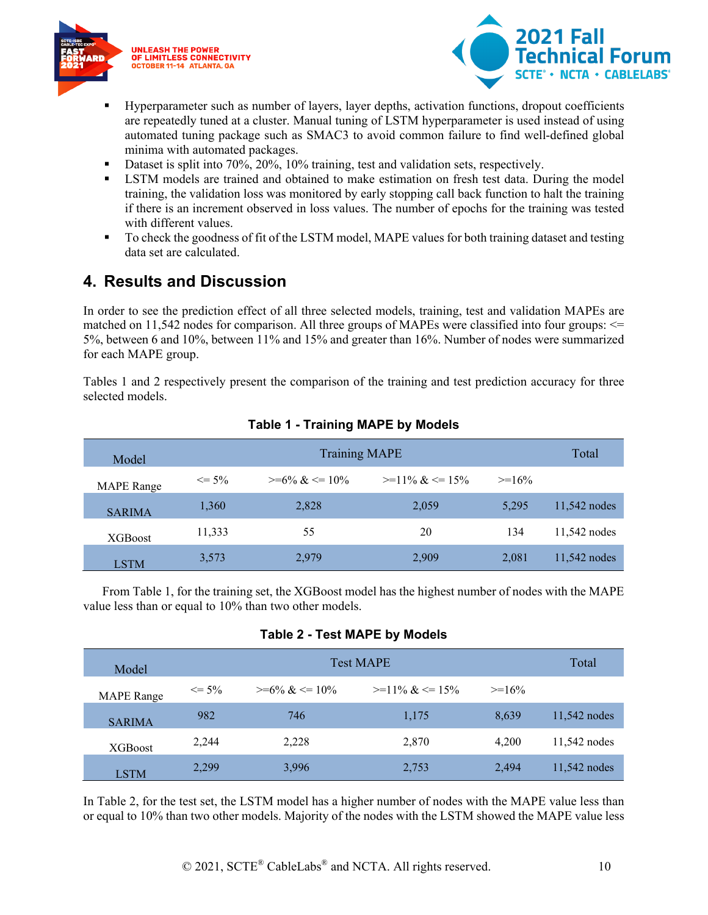- Hyperparameter such as number of layers, layer depths, activation functions, dropout coefficients are repeatedly tuned at a cluster. Manual tuning of LSTM hyperparameter is used instead of using automated tuning package such as SMAC3 to avoid common failure to find well-defined global minima with automated packages.
- Dataset is split into 70%, 20%, 10% training, test and validation sets, respectively.
- LSTM models are trained and obtained to make estimation on fresh test data. During the model training, the validation loss was monitored by early stopping call back function to halt the training if there is an increment observed in loss values. The number of epochs for the training was tested with different values.
- To check the goodness of fit of the LSTM model, MAPE values for both training dataset and testing data set are calculated.

## 4. Results and Discussion

In order to see the prediction effect of all three selected models, training, test and validation MAPEs are matched on 11,542 nodes for comparison. All three groups of MAPEs were classified into four groups: <= 5%, between 6 and 10%, between 11% and 15% and greater than 16%. Number of nodes were summarized for each MAPE group.

Tables 1 and 2 respectively present the comparison of the training and test prediction accuracy for three selected models.

**Table 1 - Training MAPE by Models**

| Model | Training MAPE | | | | Total |
|---|---|---|---|---|---|
| MAPE Range | <= 5% | >=6% & <= 10% | >=11% & <= 15% | >=16% | |
| SARIMA | 1,360 | 2,828 | 2,059 | 5,295 | 11,542 nodes |
| XGBoost | 11,333 | 55 | 20 | 134 | 11,542 nodes |
| LSTM | 3,573 | 2,979 | 2,909 | 2,081 | 11,542 nodes |

From Table 1, for the training set, the XGBoost model has the highest number of nodes with the MAPE value less than or equal to 10% than two other models.

**Table 2 - Test MAPE by Models**

| Model | Test MAPE | | | | Total |
|---|---|---|---|---|---|
| MAPE Range | <= 5% | >=6% & <= 10% | >=11% & <= 15% | >=16% | |
| SARIMA | 982 | 746 | 1,175 | 8,639 | 11,542 nodes |
| XGBoost | 2,244 | 2,228 | 2,870 | 4,200 | 11,542 nodes |
| LSTM | 2,299 | 3,996 | 2,753 | 2,494 | 11,542 nodes |

In Table 2, for the test set, the LSTM model has a higher number of nodes with the MAPE value less than or equal to 10% than two other models. Majority of the nodes with the LSTM showed the MAPE value less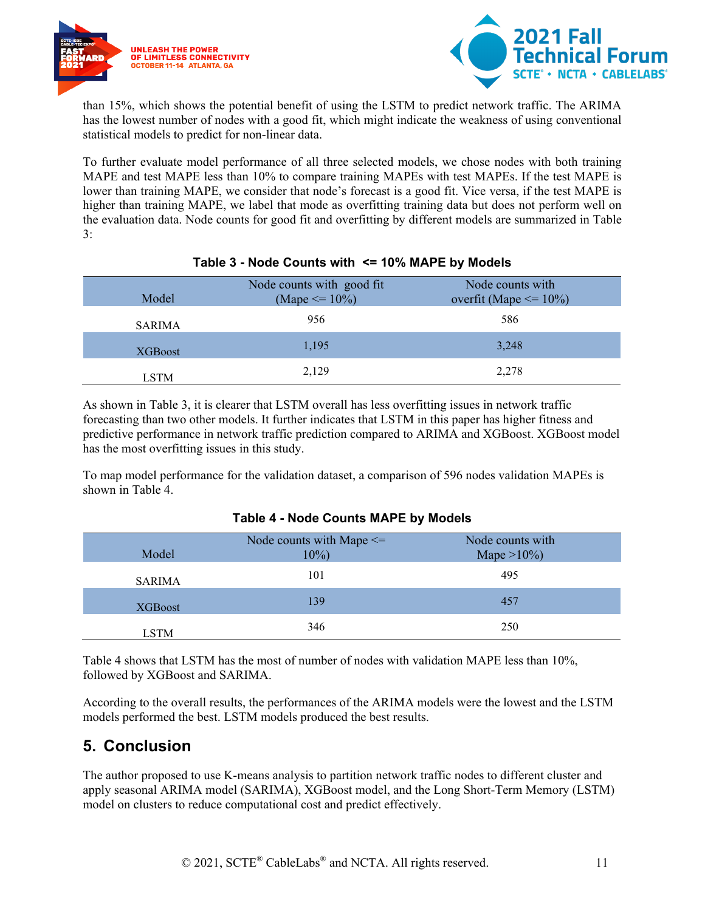than 15%, which shows the potential benefit of using the LSTM to predict network traffic. The ARIMA has the lowest number of nodes with a good fit, which might indicate the weakness of using conventional statistical models to predict for non-linear data.

To further evaluate model performance of all three selected models, we chose nodes with both training MAPE and test MAPE less than 10% to compare training MAPEs with test MAPEs. If the test MAPE is lower than training MAPE, we consider that node's forecast is a good fit. Vice versa, if the test MAPE is higher than training MAPE, we label that mode as overfitting training data but does not perform well on the evaluation data. Node counts for good fit and overfitting by different models are summarized in Table 3:

**Table 3 - Node Counts with <= 10% MAPE by Models**

| Model | Node counts with good fit (Mape <= 10%) | Node counts with overfit (Mape <= 10%) |
|---|---|---|
| SARIMA | 956 | 586 |
| XGBoost | 1,195 | 3,248 |
| LSTM | 2,129 | 2,278 |

As shown in Table 3, it is clearer that LSTM overall has less overfitting issues in network traffic forecasting than two other models. It further indicates that LSTM in this paper has higher fitness and predictive performance in network traffic prediction compared to ARIMA and XGBoost. XGBoost model has the most overfitting issues in this study.

To map model performance for the validation dataset, a comparison of 596 nodes validation MAPEs is shown in Table 4.

**Table 4 - Node Counts MAPE by Models**

| Model | Node counts with Mape <= 10%) | Node counts with Mape >10%) |
|---|---|---|
| SARIMA | 101 | 495 |
| XGBoost | 139 | 457 |
| LSTM | 346 | 250 |

Table 4 shows that LSTM has the most of number of nodes with validation MAPE less than 10%, followed by XGBoost and SARIMA.

According to the overall results, the performances of the ARIMA models were the lowest and the LSTM models performed the best. LSTM models produced the best results.

## 5. Conclusion

The author proposed to use K-means analysis to partition network traffic nodes to different cluster and apply seasonal ARIMA model (SARIMA), XGBoost model, and the Long Short-Term Memory (LSTM) model on clusters to reduce computational cost and predict effectively.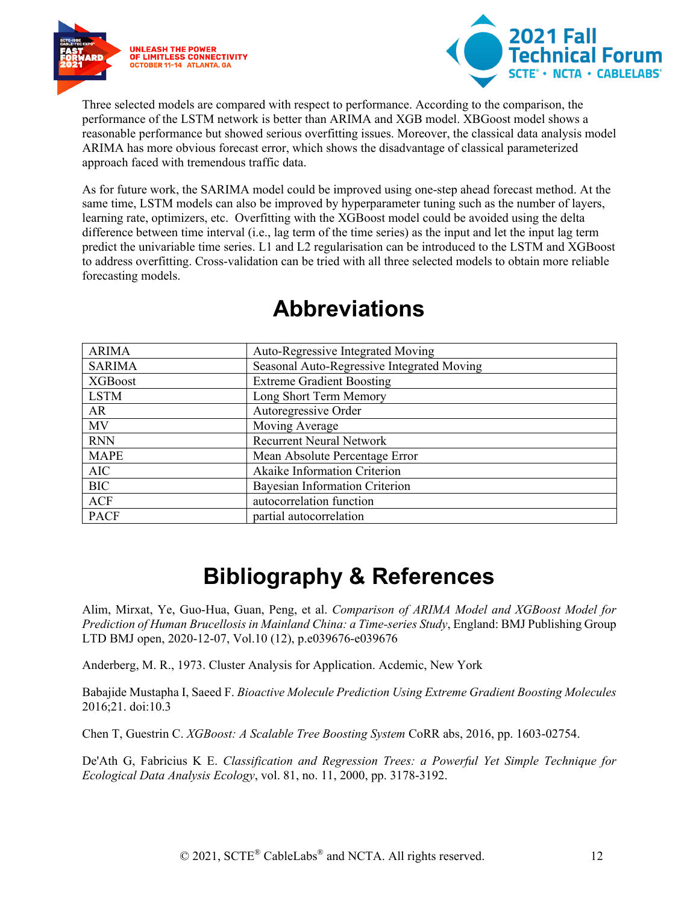Three selected models are compared with respect to performance. According to the comparison, the performance of the LSTM network is better than ARIMA and XGB model. XBGoost model shows a reasonable performance but showed serious overfitting issues. Moreover, the classical data analysis model ARIMA has more obvious forecast error, which shows the disadvantage of classical parameterized approach faced with tremendous traffic data.

As for future work, the SARIMA model could be improved using one-step ahead forecast method. At the same time, LSTM models can also be improved by hyperparameter tuning such as the number of layers, learning rate, optimizers, etc. Overfitting with the XGBoost model could be avoided using the delta difference between time interval (i.e., lag term of the time series) as the input and let the input lag term predict the univariable time series. L1 and L2 regularisation can be introduced to the LSTM and XGBoost to address overfitting. Cross-validation can be tried with all three selected models to obtain more reliable forecasting models.

# Abbreviations

| | |
|---|---|
| ARIMA | Auto-Regressive Integrated Moving |
| SARIMA | Seasonal Auto-Regressive Integrated Moving |
| XGBoost | Extreme Gradient Boosting |
| LSTM | Long Short Term Memory |
| AR | Autoregressive Order |
| MV | Moving Average |
| RNN | Recurrent Neural Network |
| MAPE | Mean Absolute Percentage Error |
| AIC | Akaike Information Criterion |
| BIC | Bayesian Information Criterion |
| ACF | autocorrelation function |
| PACF | partial autocorrelation |

# Bibliography & References

Alim, Mirxat, Ye, Guo-Hua, Guan, Peng, et al. *Comparison of ARIMA Model and XGBoost Model for Prediction of Human Brucellosis in Mainland China: a Time-series Study*, England: BMJ Publishing Group LTD BMJ open, 2020-12-07, Vol.10 (12), p.e039676-e039676

Anderberg, M. R., 1973. Cluster Analysis for Application. Acdemic, New York

Babajide Mustapha I, Saeed F. *Bioactive Molecule Prediction Using Extreme Gradient Boosting Molecules* 2016;21. doi:10.3

Chen T, Guestrin C. *XGBoost: A Scalable Tree Boosting System* CoRR abs, 2016, pp. 1603-02754.

De'Ath G, Fabricius K E. *Classification and Regression Trees: a Powerful Yet Simple Technique for Ecological Data Analysis Ecology*, vol. 81, no. 11, 2000, pp. 3178-3192.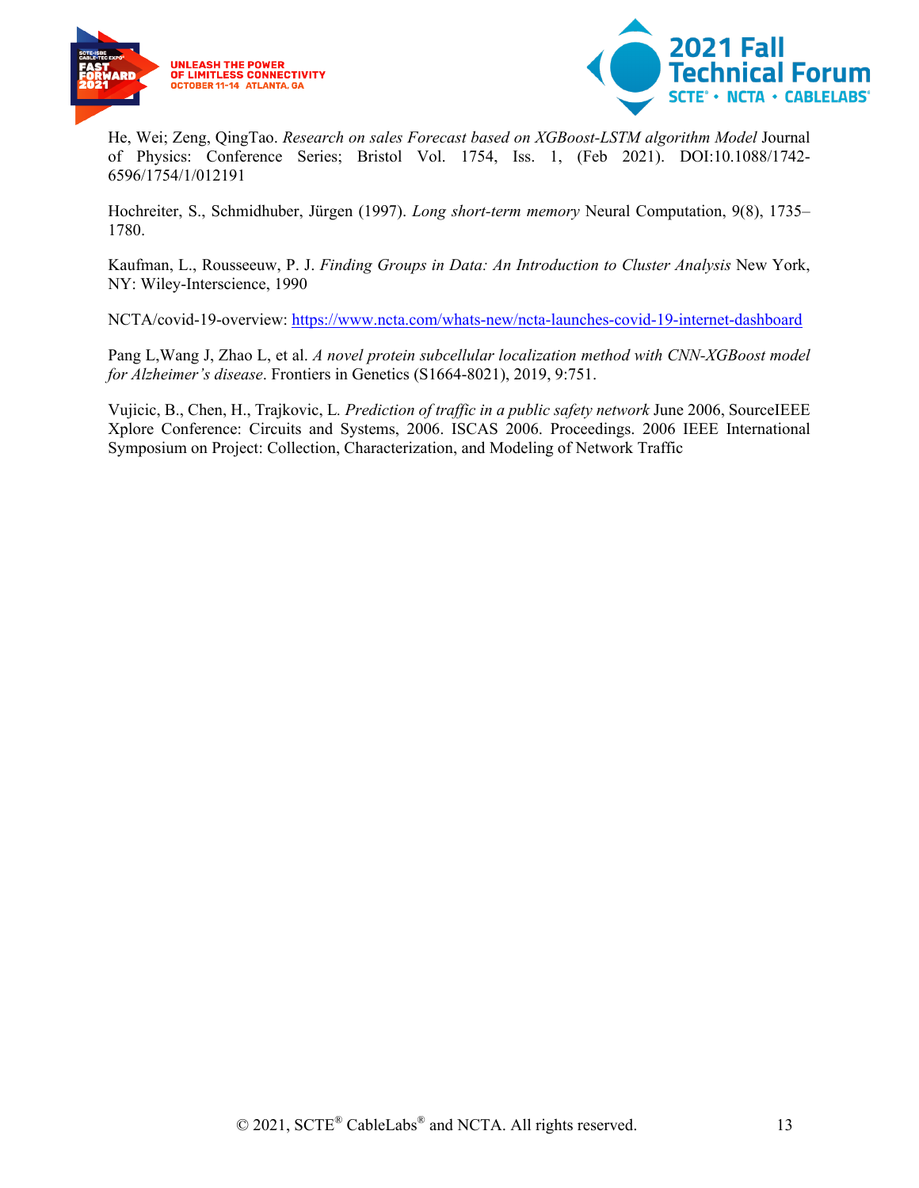He, Wei; Zeng, QingTao. *Research on sales Forecast based on XGBoost-LSTM algorithm Model* Journal of Physics: Conference Series; Bristol Vol. 1754, Iss. 1, (Feb 2021). DOI:10.1088/1742-6596/1754/1/012191

Hochreiter, S., Schmidhuber, Jürgen (1997). *Long short-term memory* Neural Computation, 9(8), 1735–1780.

Kaufman, L., Rousseeuw, P. J. *Finding Groups in Data: An Introduction to Cluster Analysis* New York, NY: Wiley-Interscience, 1990

NCTA/covid-19-overview: https://www.ncta.com/whats-new/ncta-launches-covid-19-internet-dashboard

Pang L,Wang J, Zhao L, et al. *A novel protein subcellular localization method with CNN-XGBoost model for Alzheimer's disease*. Frontiers in Genetics (S1664-8021), 2019, 9:751.

Vujicic, B., Chen, H., Trajkovic, L. *Prediction of traffic in a public safety network* June 2006, SourceIEEE Xplore Conference: Circuits and Systems, 2006. ISCAS 2006. Proceedings. 2006 IEEE International Symposium on Project: Collection, Characterization, and Modeling of Network Traffic